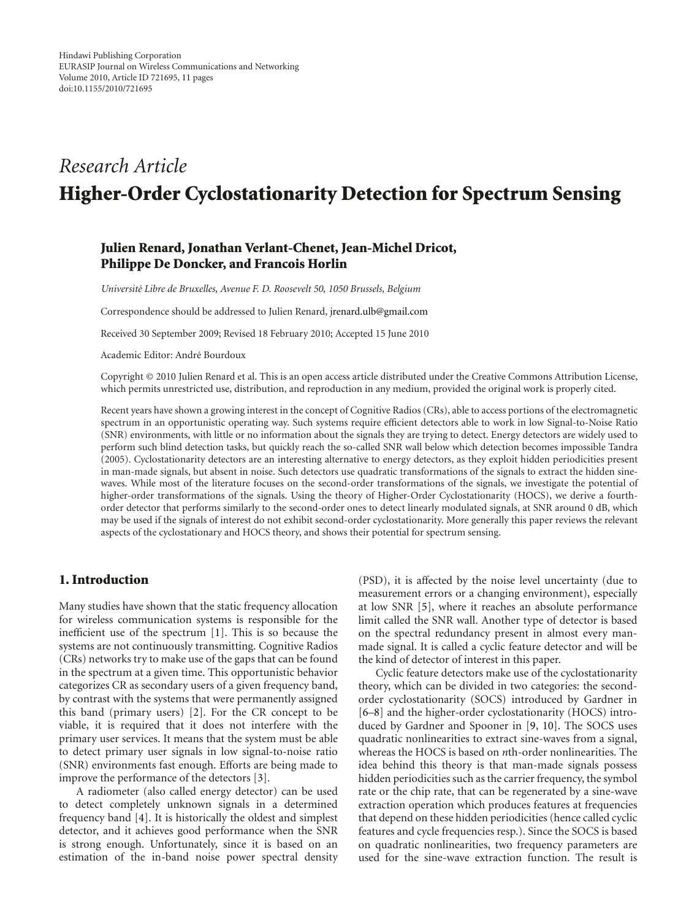Hindawi Publishing Corporation
EURASIP Journal on Wireless Communications and Networking
Volume 2010, Article ID 721695, 11 pages
doi:10.1155/2010/721695

*Research Article*

# Higher-Order Cyclostationarity Detection for Spectrum Sensing

**Julien Renard, Jonathan Verlant-Chenet, Jean-Michel Dricot, Philippe De Doncker, and Francois Horlin**

*Université Libre de Bruxelles, Avenue F. D. Roosevelt 50, 1050 Brussels, Belgium*

Correspondence should be addressed to Julien Renard, jrenard.ulb@gmail.com

Received 30 September 2009; Revised 18 February 2010; Accepted 15 June 2010

Academic Editor: André Bourdoux

Copyright © 2010 Julien Renard et al. This is an open access article distributed under the Creative Commons Attribution License, which permits unrestricted use, distribution, and reproduction in any medium, provided the original work is properly cited.

Recent years have shown a growing interest in the concept of Cognitive Radios (CRs), able to access portions of the electromagnetic spectrum in an opportunistic operating way. Such systems require efficient detectors able to work in low Signal-to-Noise Ratio (SNR) environments, with little or no information about the signals they are trying to detect. Energy detectors are widely used to perform such blind detection tasks, but quickly reach the so-called SNR wall below which detection becomes impossible Tandra (2005). Cyclostationarity detectors are an interesting alternative to energy detectors, as they exploit hidden periodicities present in man-made signals, but absent in noise. Such detectors use quadratic transformations of the signals to extract the hidden sine-waves. While most of the literature focuses on the second-order transformations of the signals, we investigate the potential of higher-order transformations of the signals. Using the theory of Higher-Order Cyclostationarity (HOCS), we derive a fourth-order detector that performs similarly to the second-order ones to detect linearly modulated signals, at SNR around 0 dB, which may be used if the signals of interest do not exhibit second-order cyclostationarity. More generally this paper reviews the relevant aspects of the cyclostationary and HOCS theory, and shows their potential for spectrum sensing.

## 1. Introduction

Many studies have shown that the static frequency allocation for wireless communication systems is responsible for the inefficient use of the spectrum [1]. This is so because the systems are not continuously transmitting. Cognitive Radios (CRs) networks try to make use of the gaps that can be found in the spectrum at a given time. This opportunistic behavior categorizes CR as secondary users of a given frequency band, by contrast with the systems that were permanently assigned this band (primary users) [2]. For the CR concept to be viable, it is required that it does not interfere with the primary user services. It means that the system must be able to detect primary user signals in low signal-to-noise ratio (SNR) environments fast enough. Efforts are being made to improve the performance of the detectors [3].

A radiometer (also called energy detector) can be used to detect completely unknown signals in a determined frequency band [4]. It is historically the oldest and simplest detector, and it achieves good performance when the SNR is strong enough. Unfortunately, since it is based on an estimation of the in-band noise power spectral density (PSD), it is affected by the noise level uncertainty (due to measurement errors or a changing environment), especially at low SNR [5], where it reaches an absolute performance limit called the SNR wall. Another type of detector is based on the spectral redundancy present in almost every man-made signal. It is called a cyclic feature detector and will be the kind of detector of interest in this paper.

Cyclic feature detectors make use of the cyclostationarity theory, which can be divided in two categories: the second-order cyclostationarity (SOCS) introduced by Gardner in [6–8] and the higher-order cyclostationarity (HOCS) introduced by Gardner and Spooner in [9, 10]. The SOCS uses quadratic nonlinearities to extract sine-waves from a signal, whereas the HOCS is based on $n$th-order nonlinearities. The idea behind this theory is that man-made signals possess hidden periodicities such as the carrier frequency, the symbol rate or the chip rate, that can be regenerated by a sine-wave extraction operation which produces features at frequencies that depend on these hidden periodicities (hence called cyclic features and cycle frequencies resp.). Since the SOCS is based on quadratic nonlinearities, two frequency parameters are used for the sine-wave extraction function. The result is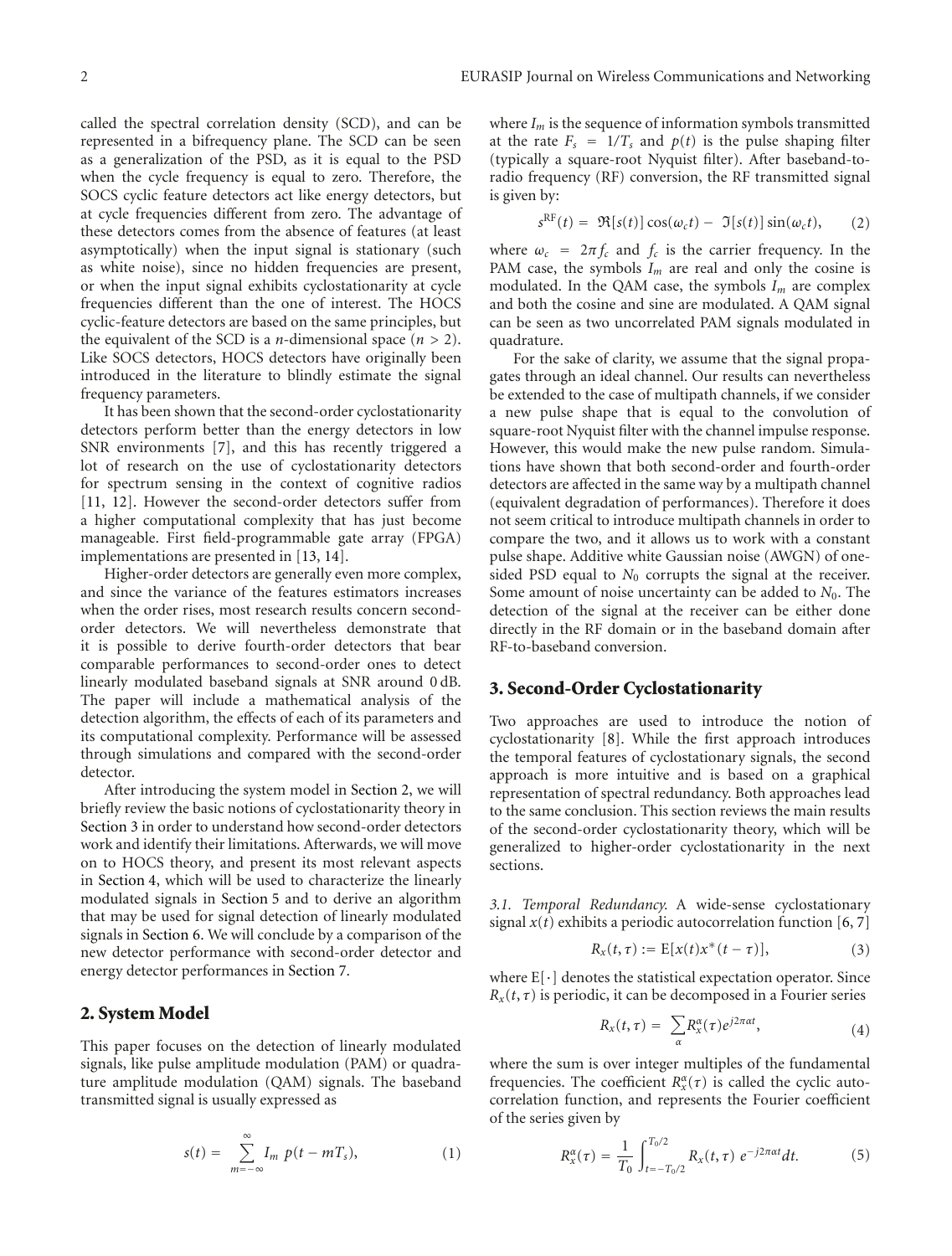called the spectral correlation density (SCD), and can be represented in a bifrequency plane. The SCD can be seen as a generalization of the PSD, as it is equal to the PSD when the cycle frequency is equal to zero. Therefore, the SOCS cyclic feature detectors act like energy detectors, but at cycle frequencies different from zero. The advantage of these detectors comes from the absence of features (at least asymptotically) when the input signal is stationary (such as white noise), since no hidden frequencies are present, or when the input signal exhibits cyclostationarity at cycle frequencies different than the one of interest. The HOCS cyclic-feature detectors are based on the same principles, but the equivalent of the SCD is a $n$-dimensional space ($n > 2$). Like SOCS detectors, HOCS detectors have originally been introduced in the literature to blindly estimate the signal frequency parameters.

It has been shown that the second-order cyclostationarity detectors perform better than the energy detectors in low SNR environments [7], and this has recently triggered a lot of research on the use of cyclostationarity detectors for spectrum sensing in the context of cognitive radios [11, 12]. However the second-order detectors suffer from a higher computational complexity that has just become manageable. First field-programmable gate array (FPGA) implementations are presented in [13, 14].

Higher-order detectors are generally even more complex, and since the variance of the features estimators increases when the order rises, most research results concern second-order detectors. We will nevertheless demonstrate that it is possible to derive fourth-order detectors that bear comparable performances to second-order ones to detect linearly modulated baseband signals at SNR around 0 dB. The paper will include a mathematical analysis of the detection algorithm, the effects of each of its parameters and its computational complexity. Performance will be assessed through simulations and compared with the second-order detector.

After introducing the system model in Section 2, we will briefly review the basic notions of cyclostationarity theory in Section 3 in order to understand how second-order detectors work and identify their limitations. Afterwards, we will move on to HOCS theory, and present its most relevant aspects in Section 4, which will be used to characterize the linearly modulated signals in Section 5 and to derive an algorithm that may be used for signal detection of linearly modulated signals in Section 6. We will conclude by a comparison of the new detector performance with second-order detector and energy detector performances in Section 7.

## 2. System Model

This paper focuses on the detection of linearly modulated signals, like pulse amplitude modulation (PAM) or quadrature amplitude modulation (QAM) signals. The baseband transmitted signal is usually expressed as

$$s(t) = \sum_{m=-\infty}^{\infty} I_m \, p(t - mT_s), \tag{1}$$

where $I_m$ is the sequence of information symbols transmitted at the rate $F_s = 1/T_s$ and $p(t)$ is the pulse shaping filter (typically a square-root Nyquist filter). After baseband-to-radio frequency (RF) conversion, the RF transmitted signal is given by:

$$s^{\text{RF}}(t) = \Re[s(t)] \cos(\omega_c t) - \Im[s(t)] \sin(\omega_c t), \tag{2}$$

where $\omega_c = 2\pi f_c$ and $f_c$ is the carrier frequency. In the PAM case, the symbols $I_m$ are real and only the cosine is modulated. In the QAM case, the symbols $I_m$ are complex and both the cosine and sine are modulated. A QAM signal can be seen as two uncorrelated PAM signals modulated in quadrature.

For the sake of clarity, we assume that the signal propagates through an ideal channel. Our results can nevertheless be extended to the case of multipath channels, if we consider a new pulse shape that is equal to the convolution of square-root Nyquist filter with the channel impulse response. However, this would make the new pulse random. Simulations have shown that both second-order and fourth-order detectors are affected in the same way by a multipath channel (equivalent degradation of performances). Therefore it does not seem critical to introduce multipath channels in order to compare the two, and it allows us to work with a constant pulse shape. Additive white Gaussian noise (AWGN) of one-sided PSD equal to $N_0$ corrupts the signal at the receiver. Some amount of noise uncertainty can be added to $N_0$. The detection of the signal at the receiver can be either done directly in the RF domain or in the baseband domain after RF-to-baseband conversion.

## 3. Second-Order Cyclostationarity

Two approaches are used to introduce the notion of cyclostationarity [8]. While the first approach introduces the temporal features of cyclostationary signals, the second approach is more intuitive and is based on a graphical representation of spectral redundancy. Both approaches lead to the same conclusion. This section reviews the main results of the second-order cyclostationarity theory, which will be generalized to higher-order cyclostationarity in the next sections.

*3.1. Temporal Redundancy.* A wide-sense cyclostationary signal $x(t)$ exhibits a periodic autocorrelation function [6, 7]

$$R_x(t, \tau) := \text{E}[x(t) x^*(t - \tau)], \tag{3}$$

where $\text{E}[\cdot]$ denotes the statistical expectation operator. Since $R_x(t, \tau)$ is periodic, it can be decomposed in a Fourier series

$$R_x(t, \tau) = \sum_{\alpha} R_x^{\alpha}(\tau) e^{j2\pi\alpha t}, \tag{4}$$

where the sum is over integer multiples of the fundamental frequencies. The coefficient $R_x^{\alpha}(\tau)$ is called the cyclic autocorrelation function, and represents the Fourier coefficient of the series given by

$$R_x^{\alpha}(\tau) = \frac{1}{T_0} \int_{t=-T_0/2}^{T_0/2} R_x(t, \tau) \, e^{-j2\pi\alpha t} dt. \tag{5}$$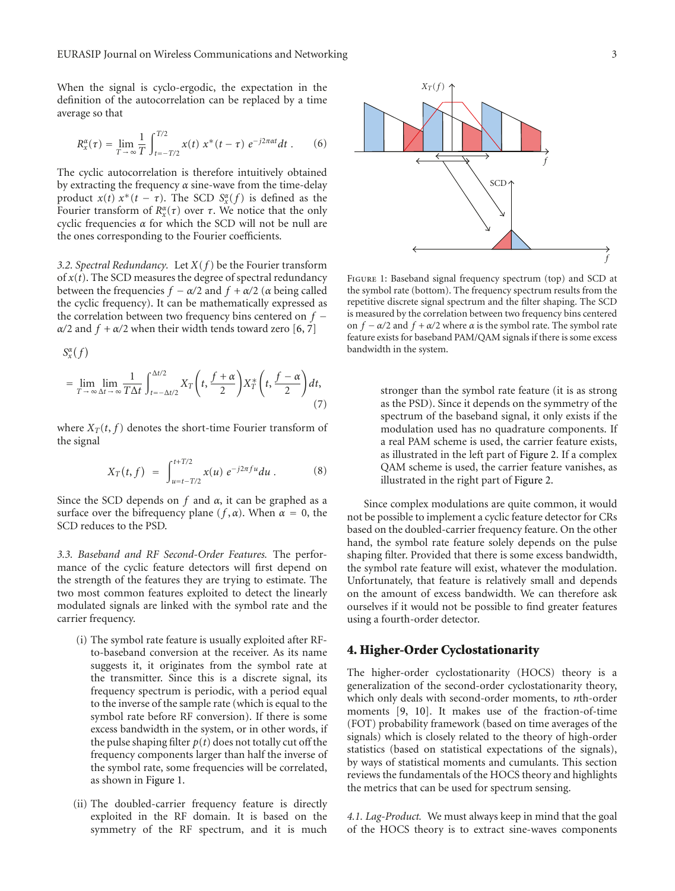When the signal is cyclo-ergodic, the expectation in the definition of the autocorrelation can be replaced by a time average so that

$$R_x^{\alpha}(\tau) = \lim_{T \to \infty} \frac{1}{T} \int_{t=-T/2}^{T/2} x(t)\, x^*(t-\tau)\, e^{-j2\pi\alpha t} dt \,. \quad (6)$$

The cyclic autocorrelation is therefore intuitively obtained by extracting the frequency $\alpha$ sine-wave from the time-delay product $x(t)\, x^*(t-\tau)$. The SCD $S_x^{\alpha}(f)$ is defined as the Fourier transform of $R_x^{\alpha}(\tau)$ over $\tau$. We notice that the only cyclic frequencies $\alpha$ for which the SCD will not be null are the ones corresponding to the Fourier coefficients.

*3.2. Spectral Redundancy.* Let $X(f)$ be the Fourier transform of $x(t)$. The SCD measures the degree of spectral redundancy between the frequencies $f - \alpha/2$ and $f + \alpha/2$ ($\alpha$ being called the cyclic frequency). It can be mathematically expressed as the correlation between two frequency bins centered on $f - \alpha/2$ and $f + \alpha/2$ when their width tends toward zero [6, 7]

$$S_x^{\alpha}(f) = \lim_{T \to \infty} \lim_{\Delta t \to \infty} \frac{1}{T\Delta t} \int_{t=-\Delta t/2}^{\Delta t/2} X_T\left(t, \frac{f+\alpha}{2}\right) X_T^*\left(t, \frac{f-\alpha}{2}\right) dt, \quad (7)$$

where $X_T(t,f)$ denotes the short-time Fourier transform of the signal

$$X_T(t,f) = \int_{u=t-T/2}^{t+T/2} x(u)\, e^{-j2\pi f u} du \,. \quad (8)$$

Since the SCD depends on $f$ and $\alpha$, it can be graphed as a surface over the bifrequency plane $(f, \alpha)$. When $\alpha = 0$, the SCD reduces to the PSD.

*3.3. Baseband and RF Second-Order Features.* The performance of the cyclic feature detectors will first depend on the strength of the features they are trying to estimate. The two most common features exploited to detect the linearly modulated signals are linked with the symbol rate and the carrier frequency.

(i) The symbol rate feature is usually exploited after RF-to-baseband conversion at the receiver. As its name suggests it, it originates from the symbol rate at the transmitter. Since this is a discrete signal, its frequency spectrum is periodic, with a period equal to the inverse of the sample rate (which is equal to the symbol rate before RF conversion). If there is some excess bandwidth in the system, or in other words, if the pulse shaping filter $p(t)$ does not totally cut off the frequency components larger than half the inverse of the symbol rate, some frequencies will be correlated, as shown in Figure 1.

(ii) The doubled-carrier frequency feature is directly exploited in the RF domain. It is based on the symmetry of the RF spectrum, and it is much stronger than the symbol rate feature (it is as strong as the PSD). Since it depends on the symmetry of the spectrum of the baseband signal, it only exists if the modulation used has no quadrature components. If a real PAM scheme is used, the carrier feature exists, as illustrated in the left part of Figure 2. If a complex QAM scheme is used, the carrier feature vanishes, as illustrated in the right part of Figure 2.

$X_T(f)$

$f$

SCD

$f$

Figure 1: Baseband signal frequency spectrum (top) and SCD at the symbol rate (bottom). The frequency spectrum results from the repetitive discrete signal spectrum and the filter shaping. The SCD is measured by the correlation between two frequency bins centered on $f - \alpha/2$ and $f + \alpha/2$ where $\alpha$ is the symbol rate. The symbol rate feature exists for baseband PAM/QAM signals if there is some excess bandwidth in the system.

Since complex modulations are quite common, it would not be possible to implement a cyclic feature detector for CRs based on the doubled-carrier frequency feature. On the other hand, the symbol rate feature solely depends on the pulse shaping filter. Provided that there is some excess bandwidth, the symbol rate feature will exist, whatever the modulation. Unfortunately, that feature is relatively small and depends on the amount of excess bandwidth. We can therefore ask ourselves if it would not be possible to find greater features using a fourth-order detector.

## 4. Higher-Order Cyclostationarity

The higher-order cyclostationarity (HOCS) theory is a generalization of the second-order cyclostationarity theory, which only deals with second-order moments, to $n$th-order moments [9, 10]. It makes use of the fraction-of-time (FOT) probability framework (based on time averages of the signals) which is closely related to the theory of high-order statistics (based on statistical expectations of the signals), by ways of statistical moments and cumulants. This section reviews the fundamentals of the HOCS theory and highlights the metrics that can be used for spectrum sensing.

*4.1. Lag-Product.* We must always keep in mind that the goal of the HOCS theory is to extract sine-waves components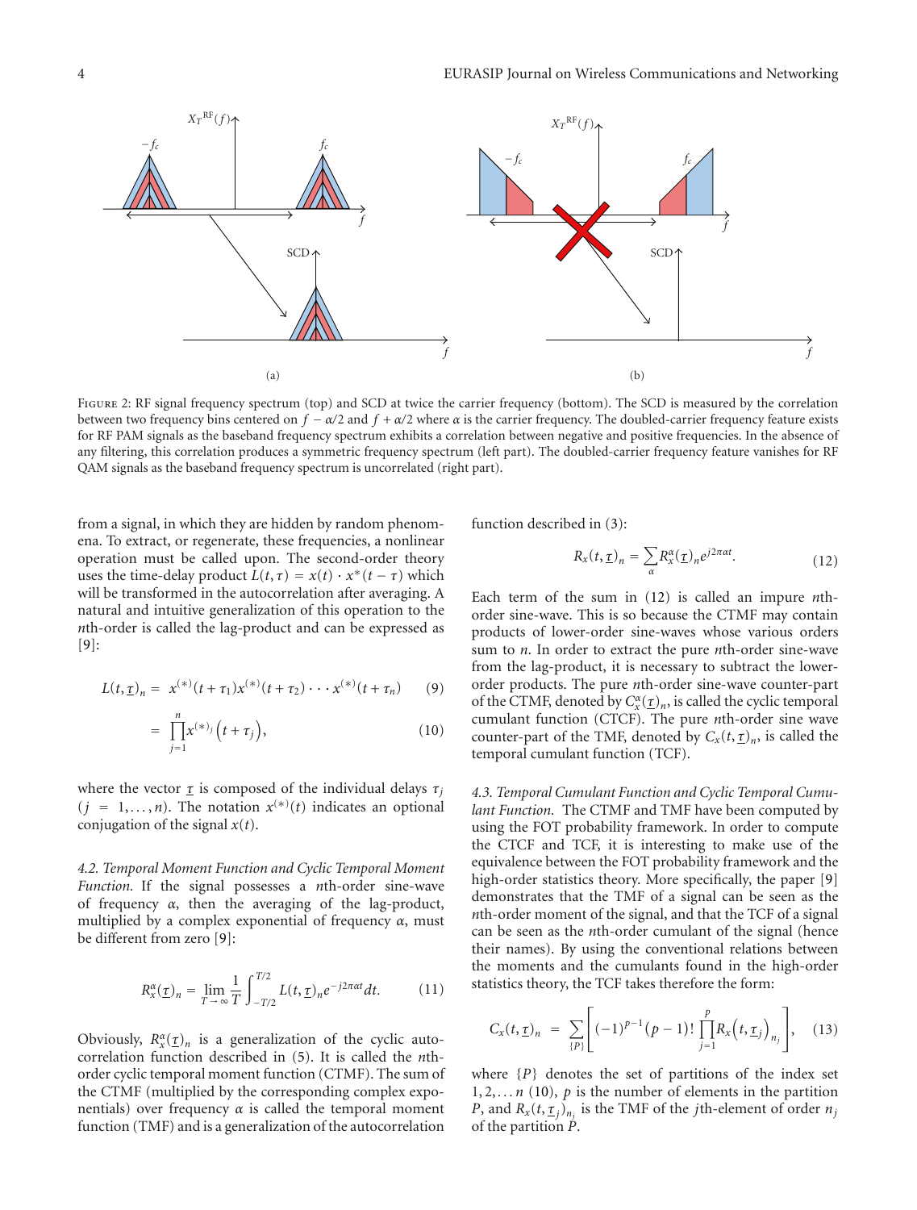Figure 2: RF signal frequency spectrum (top) and SCD at twice the carrier frequency (bottom). The SCD is measured by the correlation between two frequency bins centered on $f - \alpha/2$ and $f + \alpha/2$ where $\alpha$ is the carrier frequency. The doubled-carrier frequency feature exists for RF PAM signals as the baseband frequency spectrum exhibits a correlation between negative and positive frequencies. In the absence of any filtering, this correlation produces a symmetric frequency spectrum (left part). The doubled-carrier frequency feature vanishes for RF QAM signals as the baseband frequency spectrum is uncorrelated (right part).

from a signal, in which they are hidden by random phenomena. To extract, or regenerate, these frequencies, a nonlinear operation must be called upon. The second-order theory uses the time-delay product $L(t, \tau) = x(t) \cdot x^*(t - \tau)$ which will be transformed in the autocorrelation after averaging. A natural and intuitive generalization of this operation to the $n$th-order is called the lag-product and can be expressed as [9]:

$$L(t, \underline{\tau})_n = x^{(*)}(t + \tau_1) x^{(*)}(t + \tau_2) \cdots x^{(*)}(t + \tau_n) \tag{9}$$

$$= \prod_{j=1}^{n} x^{(*)_j}\left(t + \tau_j\right), \tag{10}$$

where the vector $\underline{\tau}$ is composed of the individual delays $\tau_j$ ($j = 1, \ldots, n$). The notation $x^{(*)}(t)$ indicates an optional conjugation of the signal $x(t)$.

### 4.2. Temporal Moment Function and Cyclic Temporal Moment Function

If the signal possesses a $n$th-order sine-wave of frequency $\alpha$, then the averaging of the lag-product, multiplied by a complex exponential of frequency $\alpha$, must be different from zero [9]:

$$R_x^{\alpha}(\underline{\tau})_n = \lim_{T \to \infty} \frac{1}{T} \int_{-T/2}^{T/2} L(t, \underline{\tau})_n e^{-j2\pi\alpha t} dt. \tag{11}$$

Obviously, $R_x^{\alpha}(\underline{\tau})_n$ is a generalization of the cyclic autocorrelation function described in (5). It is called the $n$th-order cyclic temporal moment function (CTMF). The sum of the CTMF (multiplied by the corresponding complex exponentials) over frequency $\alpha$ is called the temporal moment function (TMF) and is a generalization of the autocorrelation function described in (3):

$$R_x(t, \underline{\tau})_n = \sum_{\alpha} R_x^{\alpha}(\underline{\tau})_n e^{j2\pi\alpha t}. \tag{12}$$

Each term of the sum in (12) is called an impure $n$th-order sine-wave. This is so because the CTMF may contain products of lower-order sine-waves whose various orders sum to $n$. In order to extract the pure $n$th-order sine-wave from the lag-product, it is necessary to subtract the lower-order products. The pure $n$th-order sine-wave counter-part of the CTMF, denoted by $C_x^{\alpha}(\underline{\tau})_n$, is called the cyclic temporal cumulant function (CTCF). The pure $n$th-order sine wave counter-part of the TMF, denoted by $C_x(t, \underline{\tau})_n$, is called the temporal cumulant function (TCF).

### 4.3. Temporal Cumulant Function and Cyclic Temporal Cumulant Function

The CTMF and TMF have been computed by using the FOT probability framework. In order to compute the CTCF and TCF, it is interesting to make use of the equivalence between the FOT probability framework and the high-order statistics theory. More specifically, the paper [9] demonstrates that the TMF of a signal can be seen as the $n$th-order moment of the signal, and that the TCF of a signal can be seen as the $n$th-order cumulant of the signal (hence their names). By using the conventional relations between the moments and the cumulants found in the high-order statistics theory, the TCF takes therefore the form:

$$C_x(t, \underline{\tau})_n = \sum_{\{P\}} \left[ (-1)^{p-1} (p-1)! \prod_{j=1}^{p} R_x\left(t, \underline{\tau}_j\right)_{n_j} \right], \tag{13}$$

where $\{P\}$ denotes the set of partitions of the index set $1, 2, \ldots n$ (10), $p$ is the number of elements in the partition $P$, and $R_x(t, \underline{\tau}_j)_{n_j}$ is the TMF of the $j$th-element of order $n_j$ of the partition $P$.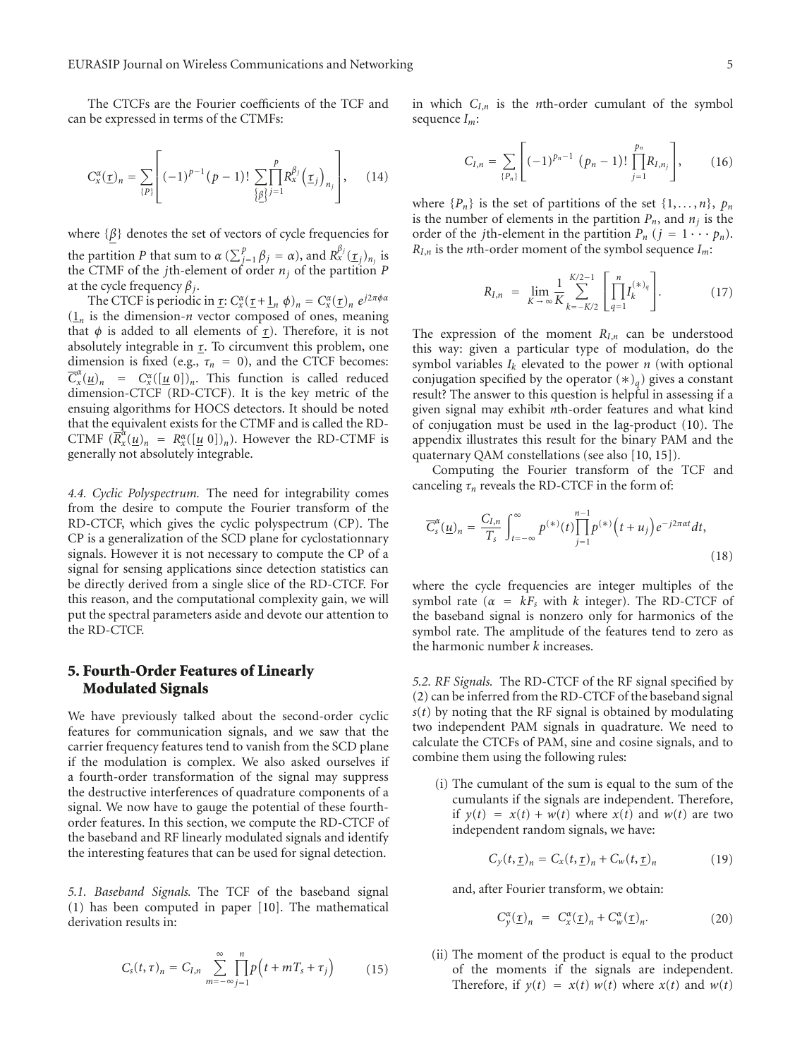The CTCFs are the Fourier coefficients of the TCF and can be expressed in terms of the CTMFs:

$$C_x^{\alpha}(\underline{\tau})_n = \sum_{\{P\}} \left[ (-1)^{p-1}(p-1)! \sum_{\{\underline{\beta}\}} \prod_{j=1}^{p} R_x^{\beta_j}\left(\underline{\tau}_j\right)_{n_j} \right], \quad (14)$$

where $\{\underline{\beta}\}$ denotes the set of vectors of cycle frequencies for the partition $P$ that sum to $\alpha$ ($\sum_{j=1}^{p} \beta_j = \alpha$), and $R_x^{\beta_j}(\underline{\tau}_j)_{n_j}$ is the CTMF of the $j$th-element of order $n_j$ of the partition $P$ at the cycle frequency $\beta_j$.

The CTCF is periodic in $\underline{\tau}$: $C_x^{\alpha}(\underline{\tau}+\underline{1}_n\, \phi)_n = C_x^{\alpha}(\underline{\tau})_n\, e^{j2\pi\phi\alpha}$ ($\underline{1}_n$ is the dimension-$n$ vector composed of ones, meaning that $\phi$ is added to all elements of $\underline{\tau}$). Therefore, it is not absolutely integrable in $\underline{\tau}$. To circumvent this problem, one dimension is fixed (e.g., $\tau_n = 0$), and the CTCF becomes: $\overline{C}_x^{\alpha}(\underline{u})_n = C_x^{\alpha}([\underline{u}\ 0])_n$. This function is called reduced dimension-CTCF (RD-CTCF). It is the key metric of the ensuing algorithms for HOCS detectors. It should be noted that the equivalent exists for the CTMF and is called the RD-CTMF ($\overline{R}_x^{\alpha}(\underline{u})_n = R_x^{\alpha}([\underline{u}\ 0])_n$). However the RD-CTMF is generally not absolutely integrable.

*4.4. Cyclic Polyspectrum.* The need for integrability comes from the desire to compute the Fourier transform of the RD-CTCF, which gives the cyclic polyspectrum (CP). The CP is a generalization of the SCD plane for cyclostationnary signals. However it is not necessary to compute the CP of a signal for sensing applications since detection statistics can be directly derived from a single slice of the RD-CTCF. For this reason, and the computational complexity gain, we will put the spectral parameters aside and devote our attention to the RD-CTCF.

## 5. Fourth-Order Features of Linearly Modulated Signals

We have previously talked about the second-order cyclic features for communication signals, and we saw that the carrier frequency features tend to vanish from the SCD plane if the modulation is complex. We also asked ourselves if a fourth-order transformation of the signal may suppress the destructive interferences of quadrature components of a signal. We now have to gauge the potential of these fourth-order features. In this section, we compute the RD-CTCF of the baseband and RF linearly modulated signals and identify the interesting features that can be used for signal detection.

*5.1. Baseband Signals.* The TCF of the baseband signal (1) has been computed in paper [10]. The mathematical derivation results in:

$$C_s(t,\tau)_n = C_{I,n} \sum_{m=-\infty}^{\infty} \prod_{j=1}^{n} p\left(t+mT_s+\tau_j\right) \quad (15)$$

in which $C_{I,n}$ is the $n$th-order cumulant of the symbol sequence $I_m$:

$$C_{I,n} = \sum_{\{P_n\}} \left[ (-1)^{p_n-1}\, (p_n-1)! \prod_{j=1}^{p_n} R_{I,n_j} \right], \quad (16)$$

where $\{P_n\}$ is the set of partitions of the set $\{1,\ldots,n\}$, $p_n$ is the number of elements in the partition $P_n$, and $n_j$ is the order of the $j$th-element in the partition $P_n$ ($j = 1\cdots p_n$). $R_{I,n}$ is the $n$th-order moment of the symbol sequence $I_m$:

$$R_{I,n} = \lim_{K\to\infty} \frac{1}{K} \sum_{k=-K/2}^{K/2-1} \left[ \prod_{q=1}^{n} I_k^{(*)_q} \right]. \quad (17)$$

The expression of the moment $R_{I,n}$ can be understood this way: given a particular type of modulation, do the symbol variables $I_k$ elevated to the power $n$ (with optional conjugation specified by the operator $(*)_q$) gives a constant result? The answer to this question is helpful in assessing if a given signal may exhibit $n$th-order features and what kind of conjugation must be used in the lag-product (10). The appendix illustrates this result for the binary PAM and the quaternary QAM constellations (see also [10, 15]).

Computing the Fourier transform of the TCF and canceling $\tau_n$ reveals the RD-CTCF in the form of:

$$\overline{C}_s^{\alpha}(\underline{u})_n = \frac{C_{I,n}}{T_s} \int_{t=-\infty}^{\infty} p^{(*)}(t) \prod_{j=1}^{n-1} p^{(*)}\left(t+u_j\right) e^{-j2\pi\alpha t} dt, \quad (18)$$

where the cycle frequencies are integer multiples of the symbol rate ($\alpha = kF_s$ with $k$ integer). The RD-CTCF of the baseband signal is nonzero only for harmonics of the symbol rate. The amplitude of the features tend to zero as the harmonic number $k$ increases.

*5.2. RF Signals.* The RD-CTCF of the RF signal specified by (2) can be inferred from the RD-CTCF of the baseband signal $s(t)$ by noting that the RF signal is obtained by modulating two independent PAM signals in quadrature. We need to calculate the CTCFs of PAM, sine and cosine signals, and to combine them using the following rules:

(i) The cumulant of the sum is equal to the sum of the cumulants if the signals are independent. Therefore, if $y(t) = x(t) + w(t)$ where $x(t)$ and $w(t)$ are two independent random signals, we have:

$$C_y(t,\underline{\tau})_n = C_x(t,\underline{\tau})_n + C_w(t,\underline{\tau})_n \quad (19)$$

and, after Fourier transform, we obtain:

$$C_y^{\alpha}(\underline{\tau})_n = C_x^{\alpha}(\underline{\tau})_n + C_w^{\alpha}(\underline{\tau})_n. \quad (20)$$

(ii) The moment of the product is equal to the product of the moments if the signals are independent. Therefore, if $y(t) = x(t)\, w(t)$ where $x(t)$ and $w(t)$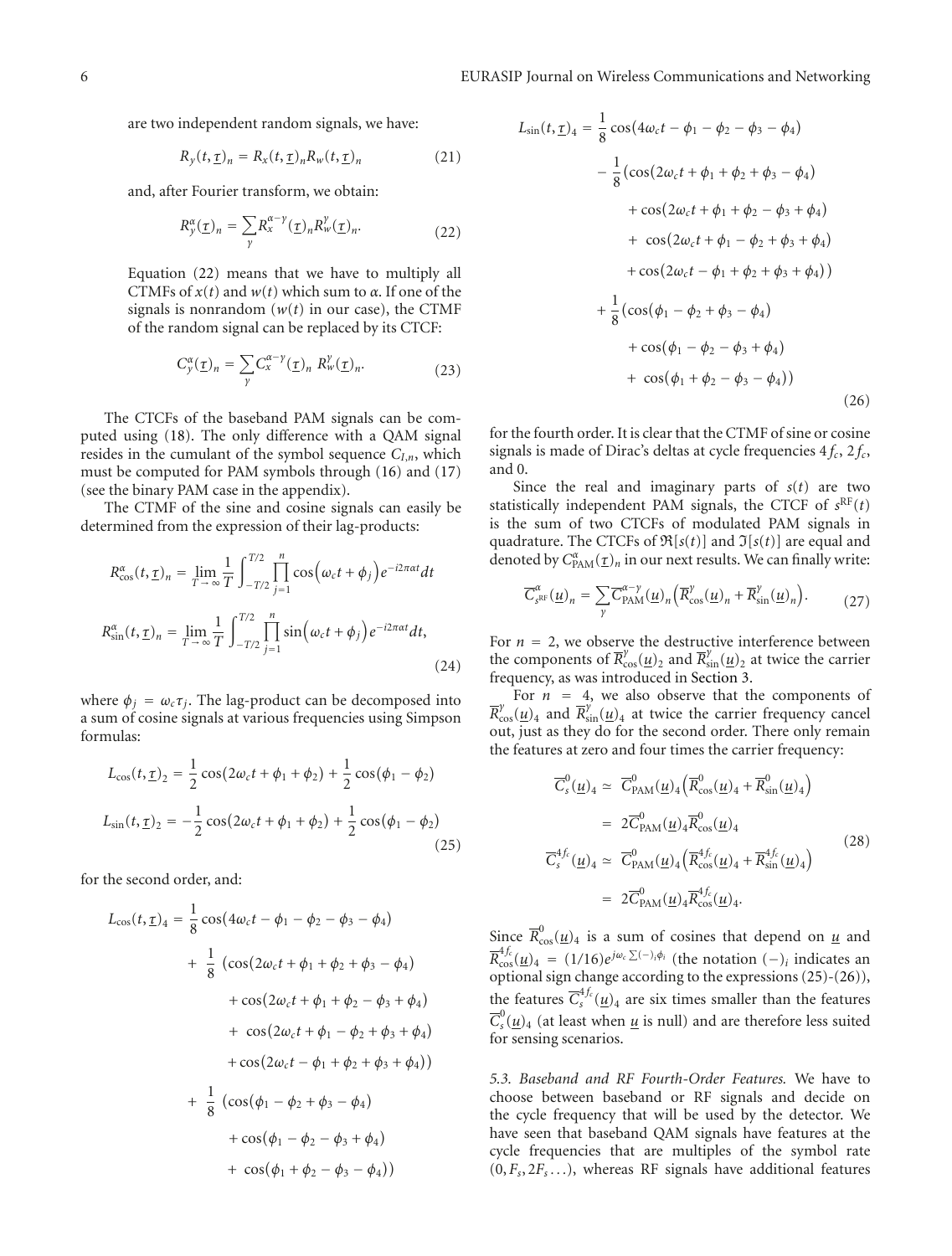are two independent random signals, we have:

$$R_y(t,\underline{\tau})_n = R_x(t,\underline{\tau})_n R_w(t,\underline{\tau})_n \tag{21}$$

and, after Fourier transform, we obtain:

$$R_y^{\alpha}(\underline{\tau})_n = \sum_{\gamma} R_x^{\alpha-\gamma}(\underline{\tau})_n R_w^{\gamma}(\underline{\tau})_n. \tag{22}$$

Equation (22) means that we have to multiply all CTMFs of $x(t)$ and $w(t)$ which sum to $\alpha$. If one of the signals is nonrandom ($w(t)$ in our case), the CTMF of the random signal can be replaced by its CTCF:

$$C_y^{\alpha}(\underline{\tau})_n = \sum_{\gamma} C_x^{\alpha-\gamma}(\underline{\tau})_n \, R_w^{\gamma}(\underline{\tau})_n. \tag{23}$$

The CTCFs of the baseband PAM signals can be computed using (18). The only difference with a QAM signal resides in the cumulant of the symbol sequence $C_{I,n}$, which must be computed for PAM symbols through (16) and (17) (see the binary PAM case in the appendix).

The CTMF of the sine and cosine signals can easily be determined from the expression of their lag-products:

$$\begin{aligned}
R_{\cos}^{\alpha}(t,\underline{\tau})_n &= \lim_{T\to\infty}\frac{1}{T}\int_{-T/2}^{T/2}\prod_{j=1}^{n}\cos\left(\omega_c t+\phi_j\right)e^{-i2\pi\alpha t}dt \\
R_{\sin}^{\alpha}(t,\underline{\tau})_n &= \lim_{T\to\infty}\frac{1}{T}\int_{-T/2}^{T/2}\prod_{j=1}^{n}\sin\left(\omega_c t+\phi_j\right)e^{-i2\pi\alpha t}dt,
\end{aligned} \tag{24}$$

where $\phi_j = \omega_c \tau_j$. The lag-product can be decomposed into a sum of cosine signals at various frequencies using Simpson formulas:

$$\begin{aligned}
L_{\cos}(t,\underline{\tau})_2 &= \frac{1}{2}\cos(2\omega_c t+\phi_1+\phi_2)+\frac{1}{2}\cos(\phi_1-\phi_2) \\
L_{\sin}(t,\underline{\tau})_2 &= -\frac{1}{2}\cos(2\omega_c t+\phi_1+\phi_2)+\frac{1}{2}\cos(\phi_1-\phi_2)
\end{aligned} \tag{25}$$

for the second order, and:

$$\begin{aligned}
L_{\cos}(t,\underline{\tau})_4 &= \frac{1}{8}\cos(4\omega_c t-\phi_1-\phi_2-\phi_3-\phi_4) \\
&\quad+\frac{1}{8}\big(\cos(2\omega_c t+\phi_1+\phi_2+\phi_3-\phi_4) \\
&\quad+\cos(2\omega_c t+\phi_1+\phi_2-\phi_3+\phi_4) \\
&\quad+\cos(2\omega_c t+\phi_1-\phi_2+\phi_3+\phi_4) \\
&\quad+\cos(2\omega_c t-\phi_1+\phi_2+\phi_3+\phi_4)\big) \\
&\quad+\frac{1}{8}\big(\cos(\phi_1-\phi_2+\phi_3-\phi_4) \\
&\quad+\cos(\phi_1-\phi_2-\phi_3+\phi_4) \\
&\quad+\cos(\phi_1+\phi_2-\phi_3-\phi_4)\big)
\end{aligned}$$

$$\begin{aligned}
L_{\sin}(t,\underline{\tau})_4 &= \frac{1}{8}\cos(4\omega_c t-\phi_1-\phi_2-\phi_3-\phi_4) \\
&\quad-\frac{1}{8}\big(\cos(2\omega_c t+\phi_1+\phi_2+\phi_3-\phi_4) \\
&\quad+\cos(2\omega_c t+\phi_1+\phi_2-\phi_3+\phi_4) \\
&\quad+\cos(2\omega_c t+\phi_1-\phi_2+\phi_3+\phi_4) \\
&\quad+\cos(2\omega_c t-\phi_1+\phi_2+\phi_3+\phi_4)\big) \\
&\quad+\frac{1}{8}\big(\cos(\phi_1-\phi_2+\phi_3-\phi_4) \\
&\quad+\cos(\phi_1-\phi_2-\phi_3+\phi_4) \\
&\quad+\cos(\phi_1+\phi_2-\phi_3-\phi_4)\big)
\end{aligned} \tag{26}$$

for the fourth order. It is clear that the CTMF of sine or cosine signals is made of Dirac's deltas at cycle frequencies $4f_c$, $2f_c$, and 0.

Since the real and imaginary parts of $s(t)$ are two statistically independent PAM signals, the CTCF of $s^{\mathrm{RF}}(t)$ is the sum of two CTCFs of modulated PAM signals in quadrature. The CTCFs of $\Re[s(t)]$ and $\Im[s(t)]$ are equal and denoted by $C_{\mathrm{PAM}}^{\alpha}(\underline{\tau})_n$ in our next results. We can finally write:

$$\overline{C}_{s^{\mathrm{RF}}}^{\alpha}(\underline{u})_n = \sum_{\gamma}\overline{C}_{\mathrm{PAM}}^{\alpha-\gamma}(\underline{u})_n\left(\overline{R}_{\cos}^{\gamma}(\underline{u})_n+\overline{R}_{\sin}^{\gamma}(\underline{u})_n\right). \tag{27}$$

For $n = 2$, we observe the destructive interference between the components of $\overline{R}_{\cos}^{\gamma}(\underline{u})_2$ and $\overline{R}_{\sin}^{\gamma}(\underline{u})_2$ at twice the carrier frequency, as was introduced in Section 3.

For $n = 4$, we also observe that the components of $\overline{R}_{\cos}^{\gamma}(\underline{u})_4$ and $\overline{R}_{\sin}^{\gamma}(\underline{u})_4$ at twice the carrier frequency cancel out, just as they do for the second order. There only remain the features at zero and four times the carrier frequency:

$$\begin{aligned}
\overline{C}_s^{0}(\underline{u})_4 &\simeq \overline{C}_{\mathrm{PAM}}^{0}(\underline{u})_4\left(\overline{R}_{\cos}^{0}(\underline{u})_4+\overline{R}_{\sin}^{0}(\underline{u})_4\right) \\
&= 2\overline{C}_{\mathrm{PAM}}^{0}(\underline{u})_4\overline{R}_{\cos}^{0}(\underline{u})_4 \\
\overline{C}_s^{4f_c}(\underline{u})_4 &\simeq \overline{C}_{\mathrm{PAM}}^{0}(\underline{u})_4\left(\overline{R}_{\cos}^{4f_c}(\underline{u})_4+\overline{R}_{\sin}^{4f_c}(\underline{u})_4\right) \\
&= 2\overline{C}_{\mathrm{PAM}}^{0}(\underline{u})_4\overline{R}_{\cos}^{4f_c}(\underline{u})_4.
\end{aligned} \tag{28}$$

Since $\overline{R}_{\cos}^{0}(\underline{u})_4$ is a sum of cosines that depend on $\underline{u}$ and $\overline{R}_{\cos}^{4f_c}(\underline{u})_4 = (1/16)e^{j\omega_c\sum(-)_i\phi_i}$ (the notation $(-)_i$ indicates an optional sign change according to the expressions (25)-(26)), the features $\overline{C}_s^{4f_c}(\underline{u})_4$ are six times smaller than the features $\overline{C}_s^{0}(\underline{u})_4$ (at least when $\underline{u}$ is null) and are therefore less suited for sensing scenarios.

*5.3. Baseband and RF Fourth-Order Features.* We have to choose between baseband or RF signals and decide on the cycle frequency that will be used by the detector. We have seen that baseband QAM signals have features at the cycle frequencies that are multiples of the symbol rate $(0, F_s, 2F_s \ldots)$, whereas RF signals have additional features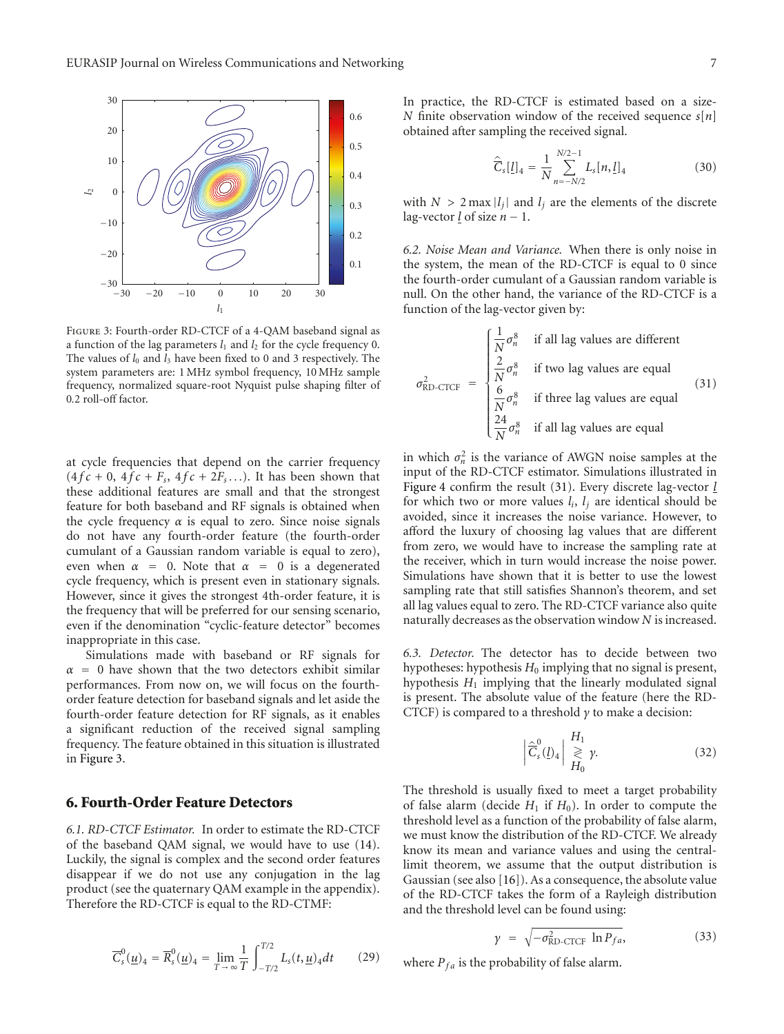Figure 3: Fourth-order RD-CTCF of a 4-QAM baseband signal as a function of the lag parameters $l_1$ and $l_2$ for the cycle frequency 0. The values of $l_0$ and $l_3$ have been fixed to 0 and 3 respectively. The system parameters are: 1 MHz symbol frequency, 10 MHz sample frequency, normalized square-root Nyquist pulse shaping filter of 0.2 roll-off factor.

at cycle frequencies that depend on the carrier frequency ($4fc + 0$, $4fc + F_s$, $4fc + 2F_s \ldots$). It has been shown that these additional features are small and that the strongest feature for both baseband and RF signals is obtained when the cycle frequency $\alpha$ is equal to zero. Since noise signals do not have any fourth-order feature (the fourth-order cumulant of a Gaussian random variable is equal to zero), even when $\alpha = 0$. Note that $\alpha = 0$ is a degenerated cycle frequency, which is present even in stationary signals. However, since it gives the strongest 4th-order feature, it is the frequency that will be preferred for our sensing scenario, even if the denomination "cyclic-feature detector" becomes inappropriate in this case.

Simulations made with baseband or RF signals for $\alpha = 0$ have shown that the two detectors exhibit similar performances. From now on, we will focus on the fourth-order feature detection for baseband signals and let aside the fourth-order feature detection for RF signals, as it enables a significant reduction of the received signal sampling frequency. The feature obtained in this situation is illustrated in Figure 3.

## 6. Fourth-Order Feature Detectors

*6.1. RD-CTCF Estimator.* In order to estimate the RD-CTCF of the baseband QAM signal, we would have to use (14). Luckily, the signal is complex and the second order features disappear if we do not use any conjugation in the lag product (see the quaternary QAM example in the appendix). Therefore the RD-CTCF is equal to the RD-CTMF:

$$\overline{C}_s^0(\underline{u})_4 = \overline{R}_s^0(\underline{u})_4 = \lim_{T\to\infty}\frac{1}{T}\int_{-T/2}^{T/2} L_s(t,\underline{u})_4 dt \qquad (29)$$

In practice, the RD-CTCF is estimated based on a size-$N$ finite observation window of the received sequence $s[n]$ obtained after sampling the received signal.

$$\hat{\overline{C}}_s[\underline{l}]_4 = \frac{1}{N}\sum_{n=-N/2}^{N/2-1} L_s[n,\underline{l}]_4 \qquad (30)$$

with $N > 2\max|l_j|$ and $l_j$ are the elements of the discrete lag-vector $\underline{l}$ of size $n-1$.

*6.2. Noise Mean and Variance.* When there is only noise in the system, the mean of the RD-CTCF is equal to 0 since the fourth-order cumulant of a Gaussian random variable is null. On the other hand, the variance of the RD-CTCF is a function of the lag-vector given by:

$$\sigma^2_{\text{RD-CTCF}} = \begin{cases} \dfrac{1}{N}\sigma_n^8 & \text{if all lag values are different} \\ \dfrac{2}{N}\sigma_n^8 & \text{if two lag values are equal} \\ \dfrac{6}{N}\sigma_n^8 & \text{if three lag values are equal} \\ \dfrac{24}{N}\sigma_n^8 & \text{if all lag values are equal} \end{cases} \qquad (31)$$

in which $\sigma_n^2$ is the variance of AWGN noise samples at the input of the RD-CTCF estimator. Simulations illustrated in Figure 4 confirm the result (31). Every discrete lag-vector $\underline{l}$ for which two or more values $l_i$, $l_j$ are identical should be avoided, since it increases the noise variance. However, to afford the luxury of choosing lag values that are different from zero, we would have to increase the sampling rate at the receiver, which in turn would increase the noise power. Simulations have shown that it is better to use the lowest sampling rate that still satisfies Shannon's theorem, and set all lag values equal to zero. The RD-CTCF variance also quite naturally decreases as the observation window $N$ is increased.

*6.3. Detector.* The detector has to decide between two hypotheses: hypothesis $H_0$ implying that no signal is present, hypothesis $H_1$ implying that the linearly modulated signal is present. The absolute value of the feature (here the RD-CTCF) is compared to a threshold $\gamma$ to make a decision:

$$\left|\hat{\overline{C}}_s^0(\underline{l})_4\right| \underset{H_0}{\overset{H_1}{\gtrless}} \gamma. \qquad (32)$$

The threshold is usually fixed to meet a target probability of false alarm (decide $H_1$ if $H_0$). In order to compute the threshold level as a function of the probability of false alarm, we must know the distribution of the RD-CTCF. We already know its mean and variance values and using the central-limit theorem, we assume that the output distribution is Gaussian (see also [16]). As a consequence, the absolute value of the RD-CTCF takes the form of a Rayleigh distribution and the threshold level can be found using:

$$\gamma = \sqrt{-\sigma^2_{\text{RD-CTCF}}\ \ln P_{fa}}, \qquad (33)$$

where $P_{fa}$ is the probability of false alarm.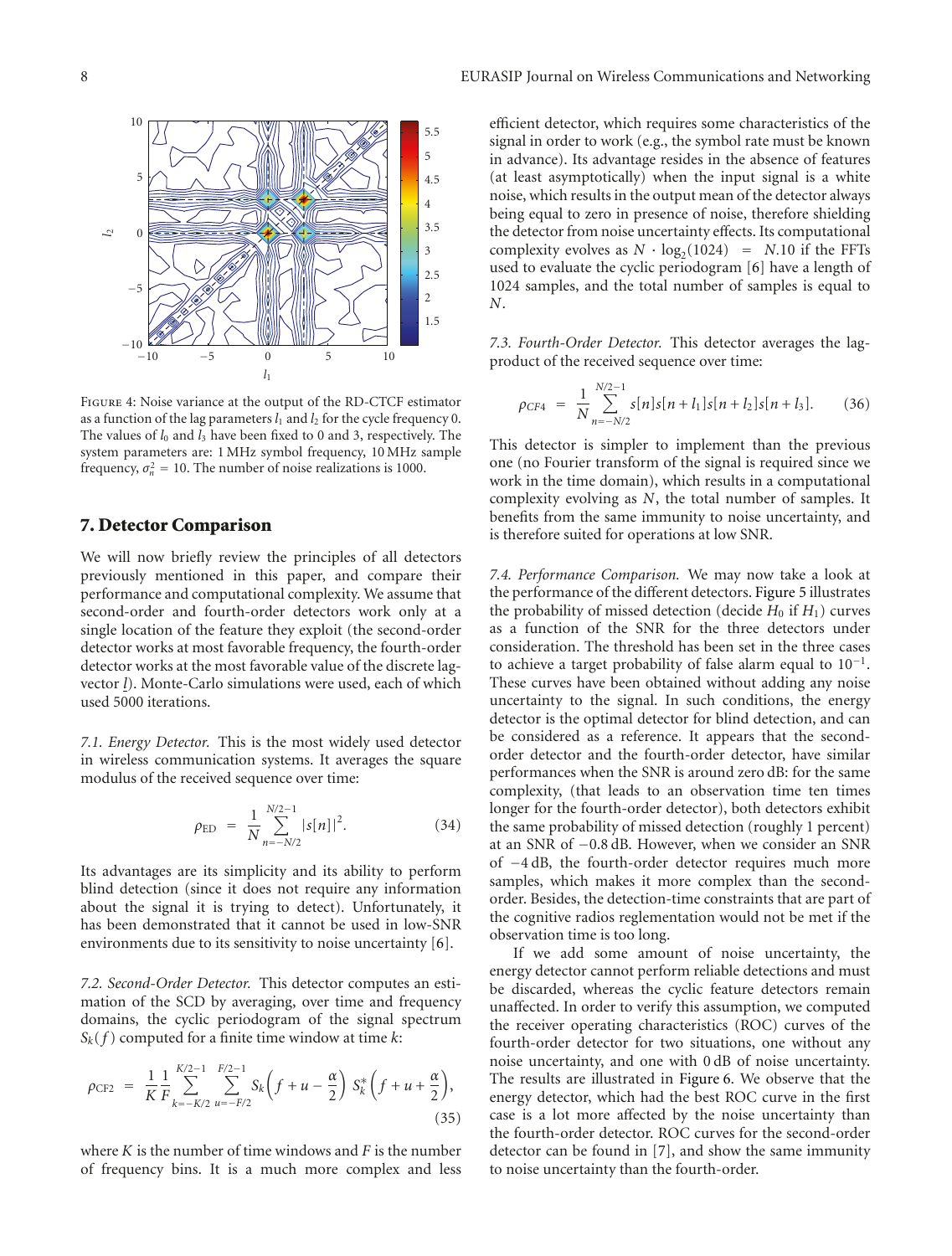Figure 4: Noise variance at the output of the RD-CTCF estimator as a function of the lag parameters $l_1$ and $l_2$ for the cycle frequency 0. The values of $l_0$ and $l_3$ have been fixed to 0 and 3, respectively. The system parameters are: 1 MHz symbol frequency, 10 MHz sample frequency, $\sigma_n^2 = 10$. The number of noise realizations is 1000.

## 7. Detector Comparison

We will now briefly review the principles of all detectors previously mentioned in this paper, and compare their performance and computational complexity. We assume that second-order and fourth-order detectors work only at a single location of the feature they exploit (the second-order detector works at most favorable frequency, the fourth-order detector works at the most favorable value of the discrete lag-vector $\underline{l}$). Monte-Carlo simulations were used, each of which used 5000 iterations.

*7.1. Energy Detector.* This is the most widely used detector in wireless communication systems. It averages the square modulus of the received sequence over time:

$$\rho_{\text{ED}} = \frac{1}{N} \sum_{n=-N/2}^{N/2-1} |s[n]|^2. \tag{34}$$

Its advantages are its simplicity and its ability to perform blind detection (since it does not require any information about the signal it is trying to detect). Unfortunately, it has been demonstrated that it cannot be used in low-SNR environments due to its sensitivity to noise uncertainty [6].

*7.2. Second-Order Detector.* This detector computes an estimation of the SCD by averaging, over time and frequency domains, the cyclic periodogram of the signal spectrum $S_k(f)$ computed for a finite time window at time $k$:

$$\rho_{\text{CF2}} = \frac{1}{K} \frac{1}{F} \sum_{k=-K/2}^{K/2-1} \sum_{u=-F/2}^{F/2-1} S_k\left(f + u - \frac{\alpha}{2}\right) S_k^*\left(f + u + \frac{\alpha}{2}\right), \tag{35}$$

where $K$ is the number of time windows and $F$ is the number of frequency bins. It is a much more complex and less efficient detector, which requires some characteristics of the signal in order to work (e.g., the symbol rate must be known in advance). Its advantage resides in the absence of features (at least asymptotically) when the input signal is a white noise, which results in the output mean of the detector always being equal to zero in presence of noise, therefore shielding the detector from noise uncertainty effects. Its computational complexity evolves as $N \cdot \log_2(1024) = N.10$ if the FFTs used to evaluate the cyclic periodogram [6] have a length of 1024 samples, and the total number of samples is equal to $N$.

*7.3. Fourth-Order Detector.* This detector averages the lag-product of the received sequence over time:

$$\rho_{CF4} = \frac{1}{N} \sum_{n=-N/2}^{N/2-1} s[n]s[n + l_1]s[n + l_2]s[n + l_3]. \tag{36}$$

This detector is simpler to implement than the previous one (no Fourier transform of the signal is required since we work in the time domain), which results in a computational complexity evolving as $N$, the total number of samples. It benefits from the same immunity to noise uncertainty, and is therefore suited for operations at low SNR.

*7.4. Performance Comparison.* We may now take a look at the performance of the different detectors. Figure 5 illustrates the probability of missed detection (decide $H_0$ if $H_1$) curves as a function of the SNR for the three detectors under consideration. The threshold has been set in the three cases to achieve a target probability of false alarm equal to $10^{-1}$. These curves have been obtained without adding any noise uncertainty to the signal. In such conditions, the energy detector is the optimal detector for blind detection, and can be considered as a reference. It appears that the second-order detector and the fourth-order detector, have similar performances when the SNR is around zero dB: for the same complexity, (that leads to an observation time ten times longer for the fourth-order detector), both detectors exhibit the same probability of missed detection (roughly 1 percent) at an SNR of −0.8 dB. However, when we consider an SNR of −4 dB, the fourth-order detector requires much more samples, which makes it more complex than the second-order. Besides, the detection-time constraints that are part of the cognitive radios reglementation would not be met if the observation time is too long.

If we add some amount of noise uncertainty, the energy detector cannot perform reliable detections and must be discarded, whereas the cyclic feature detectors remain unaffected. In order to verify this assumption, we computed the receiver operating characteristics (ROC) curves of the fourth-order detector for two situations, one without any noise uncertainty, and one with 0 dB of noise uncertainty. The results are illustrated in Figure 6. We observe that the energy detector, which had the best ROC curve in the first case is a lot more affected by the noise uncertainty than the fourth-order detector. ROC curves for the second-order detector can be found in [7], and show the same immunity to noise uncertainty than the fourth-order.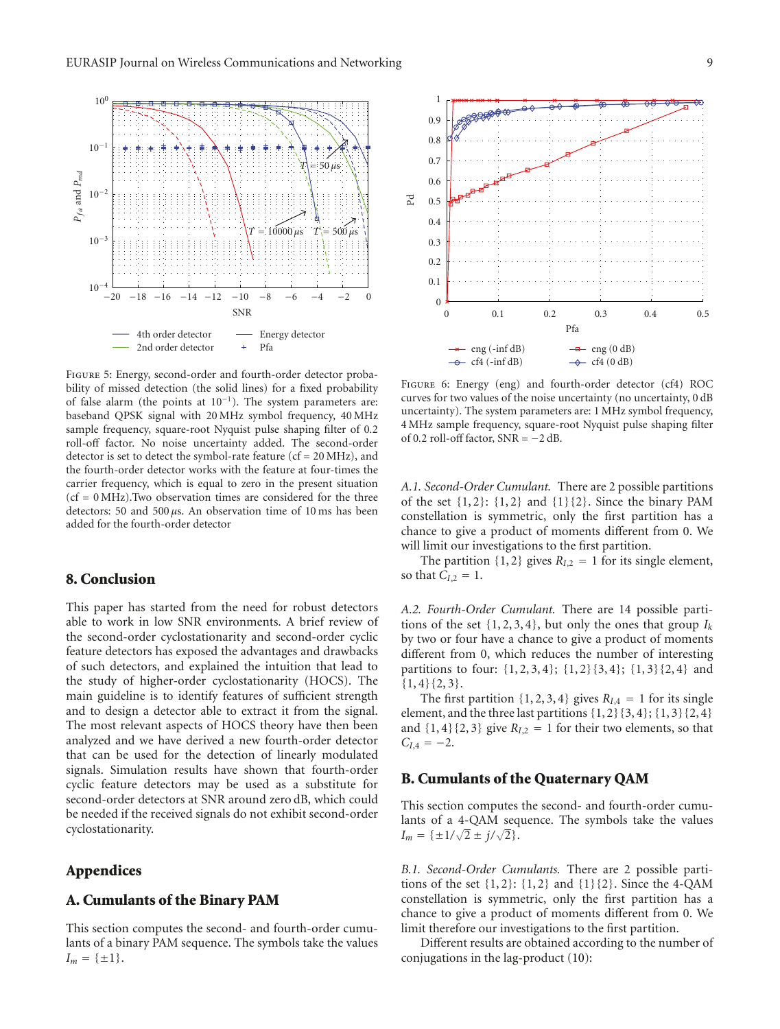FIGURE 5: Energy, second-order and fourth-order detector probability of missed detection (the solid lines) for a fixed probability of false alarm (the points at $10^{-1}$). The system parameters are: baseband QPSK signal with 20 MHz symbol frequency, 40 MHz sample frequency, square-root Nyquist pulse shaping filter of 0.2 roll-off factor. No noise uncertainty added. The second-order detector is set to detect the symbol-rate feature (cf = 20 MHz), and the fourth-order detector works with the feature at four-times the carrier frequency, which is equal to zero in the present situation (cf = 0 MHz).Two observation times are considered for the three detectors: 50 and 500 $\mu$s. An observation time of 10 ms has been added for the fourth-order detector

FIGURE 6: Energy (eng) and fourth-order detector (cf4) ROC curves for two values of the noise uncertainty (no uncertainty, 0 dB uncertainty). The system parameters are: 1 MHz symbol frequency, 4 MHz sample frequency, square-root Nyquist pulse shaping filter of 0.2 roll-off factor, SNR = −2 dB.

## 8. Conclusion

This paper has started from the need for robust detectors able to work in low SNR environments. A brief review of the second-order cyclostationarity and second-order cyclic feature detectors has exposed the advantages and drawbacks of such detectors, and explained the intuition that lead to the study of higher-order cyclostationarity (HOCS). The main guideline is to identify features of sufficient strength and to design a detector able to extract it from the signal. The most relevant aspects of HOCS theory have then been analyzed and we have derived a new fourth-order detector that can be used for the detection of linearly modulated signals. Simulation results have shown that fourth-order cyclic feature detectors may be used as a substitute for second-order detectors at SNR around zero dB, which could be needed if the received signals do not exhibit second-order cyclostationarity.

## Appendices

## A. Cumulants of the Binary PAM

This section computes the second- and fourth-order cumulants of a binary PAM sequence. The symbols take the values $I_m = \{\pm 1\}$.

*A.1. Second-Order Cumulant.* There are 2 possible partitions of the set $\{1, 2\}$: $\{1, 2\}$ and $\{1\}\{2\}$. Since the binary PAM constellation is symmetric, only the first partition has a chance to give a product of moments different from 0. We will limit our investigations to the first partition.

The partition $\{1, 2\}$ gives $R_{I,2} = 1$ for its single element, so that $C_{I,2} = 1$.

*A.2. Fourth-Order Cumulant.* There are 14 possible partitions of the set $\{1, 2, 3, 4\}$, but only the ones that group $I_k$ by two or four have a chance to give a product of moments different from 0, which reduces the number of interesting partitions to four: $\{1, 2, 3, 4\}$; $\{1, 2\}\{3, 4\}$; $\{1, 3\}\{2, 4\}$ and $\{1, 4\}\{2, 3\}$.

The first partition $\{1, 2, 3, 4\}$ gives $R_{I,4} = 1$ for its single element, and the three last partitions $\{1, 2\}\{3, 4\}$; $\{1, 3\}\{2, 4\}$ and $\{1, 4\}\{2, 3\}$ give $R_{I,2} = 1$ for their two elements, so that $C_{I,4} = -2$.

## B. Cumulants of the Quaternary QAM

This section computes the second- and fourth-order cumulants of a 4-QAM sequence. The symbols take the values $I_m = \{\pm 1/\sqrt{2} \pm j/\sqrt{2}\}$.

*B.1. Second-Order Cumulants.* There are 2 possible partitions of the set $\{1, 2\}$: $\{1, 2\}$ and $\{1\}\{2\}$. Since the 4-QAM constellation is symmetric, only the first partition has a chance to give a product of moments different from 0. We limit therefore our investigations to the first partition.

Different results are obtained according to the number of conjugations in the lag-product (10):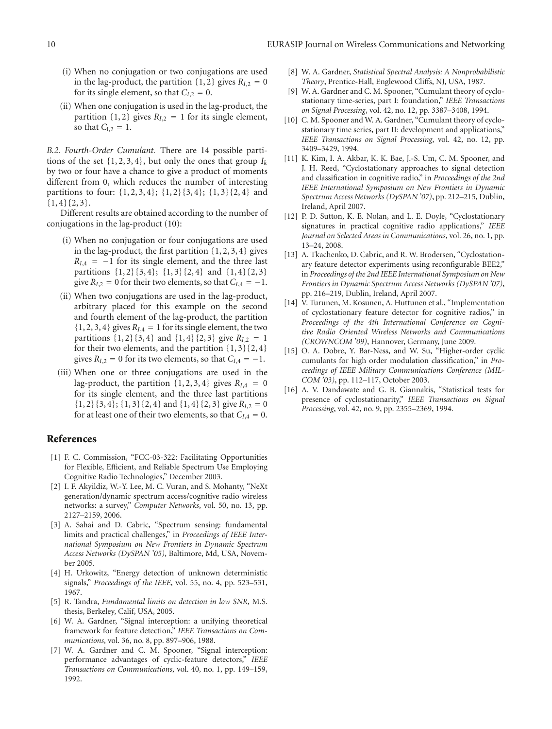(i) When no conjugation or two conjugations are used in the lag-product, the partition $\{1, 2\}$ gives $R_{I,2} = 0$ for its single element, so that $C_{I,2} = 0$.

(ii) When one conjugation is used in the lag-product, the partition $\{1, 2\}$ gives $R_{I,2} = 1$ for its single element, so that $C_{I,2} = 1$.

*B.2. Fourth-Order Cumulant.* There are 14 possible partitions of the set $\{1, 2, 3, 4\}$, but only the ones that group $I_k$ by two or four have a chance to give a product of moments different from 0, which reduces the number of interesting partitions to four: $\{1, 2, 3, 4\}$; $\{1, 2\}\{3, 4\}$; $\{1, 3\}\{2, 4\}$ and $\{1, 4\}\{2, 3\}$.

Different results are obtained according to the number of conjugations in the lag-product (10):

(i) When no conjugation or four conjugations are used in the lag-product, the first partition $\{1, 2, 3, 4\}$ gives $R_{I,4} = -1$ for its single element, and the three last partitions $\{1, 2\}\{3, 4\}$; $\{1, 3\}\{2, 4\}$ and $\{1, 4\}\{2, 3\}$ give $R_{I,2} = 0$ for their two elements, so that $C_{I,4} = -1$.

(ii) When two conjugations are used in the lag-product, arbitrary placed for this example on the second and fourth element of the lag-product, the partition $\{1, 2, 3, 4\}$ gives $R_{I,4} = 1$ for its single element, the two partitions $\{1, 2\}\{3, 4\}$ and $\{1, 4\}\{2, 3\}$ give $R_{I,2} = 1$ for their two elements, and the partition $\{1, 3\}\{2, 4\}$ gives $R_{I,2} = 0$ for its two elements, so that $C_{I,4} = -1$.

(iii) When one or three conjugations are used in the lag-product, the partition $\{1, 2, 3, 4\}$ gives $R_{I,4} = 0$ for its single element, and the three last partitions $\{1, 2\}\{3, 4\}$; $\{1, 3\}\{2, 4\}$ and $\{1, 4\}\{2, 3\}$ give $R_{I,2} = 0$ for at least one of their two elements, so that $C_{I,4} = 0$.

## References

[1] F. C. Commission, "FCC-03-322: Facilitating Opportunities for Flexible, Efficient, and Reliable Spectrum Use Employing Cognitive Radio Technologies," December 2003.

[2] I. F. Akyildiz, W.-Y. Lee, M. C. Vuran, and S. Mohanty, "NeXt generation/dynamic spectrum access/cognitive radio wireless networks: a survey," *Computer Networks*, vol. 50, no. 13, pp. 2127–2159, 2006.

[3] A. Sahai and D. Cabric, "Spectrum sensing: fundamental limits and practical challenges," in *Proceedings of IEEE International Symposium on New Frontiers in Dynamic Spectrum Access Networks (DySPAN '05)*, Baltimore, Md, USA, November 2005.

[4] H. Urkowitz, "Energy detection of unknown deterministic signals," *Proceedings of the IEEE*, vol. 55, no. 4, pp. 523–531, 1967.

[5] R. Tandra, *Fundamental limits on detection in low SNR*, M.S. thesis, Berkeley, Calif, USA, 2005.

[6] W. A. Gardner, "Signal interception: a unifying theoretical framework for feature detection," *IEEE Transactions on Communications*, vol. 36, no. 8, pp. 897–906, 1988.

[7] W. A. Gardner and C. M. Spooner, "Signal interception: performance advantages of cyclic-feature detectors," *IEEE Transactions on Communications*, vol. 40, no. 1, pp. 149–159, 1992.

[8] W. A. Gardner, *Statistical Spectral Analysis: A Nonprobabilistic Theory*, Prentice-Hall, Englewood Cliffs, NJ, USA, 1987.

[9] W. A. Gardner and C. M. Spooner, "Cumulant theory of cyclostationary time-series, part I: foundation," *IEEE Transactions on Signal Processing*, vol. 42, no. 12, pp. 3387–3408, 1994.

[10] C. M. Spooner and W. A. Gardner, "Cumulant theory of cyclostationary time series, part II: development and applications," *IEEE Transactions on Signal Processing*, vol. 42, no. 12, pp. 3409–3429, 1994.

[11] K. Kim, I. A. Akbar, K. K. Bae, J.-S. Um, C. M. Spooner, and J. H. Reed, "Cyclostationary approaches to signal detection and classification in cognitive radio," in *Proceedings of the 2nd IEEE International Symposium on New Frontiers in Dynamic Spectrum Access Networks (DySPAN '07)*, pp. 212–215, Dublin, Ireland, April 2007.

[12] P. D. Sutton, K. E. Nolan, and L. E. Doyle, "Cyclostationary signatures in practical cognitive radio applications," *IEEE Journal on Selected Areas in Communications*, vol. 26, no. 1, pp. 13–24, 2008.

[13] A. Tkachenko, D. Cabric, and R. W. Brodersen, "Cyclostationary feature detector experiments using reconfigurable BEE2," in *Proceedings of the 2nd IEEE International Symposium on New Frontiers in Dynamic Spectrum Access Networks (DySPAN '07)*, pp. 216–219, Dublin, Ireland, April 2007.

[14] V. Turunen, M. Kosunen, A. Huttunen et al., "Implementation of cyclostationary feature detector for cognitive radios," in *Proceedings of the 4th International Conference on Cognitive Radio Oriented Wireless Networks and Communications (CROWNCOM '09)*, Hannover, Germany, June 2009.

[15] O. A. Dobre, Y. Bar-Ness, and W. Su, "Higher-order cyclic cumulants for high order modulation classification," in *Proceedings of IEEE Military Communications Conference (MILCOM '03)*, pp. 112–117, October 2003.

[16] A. V. Dandawate and G. B. Giannakis, "Statistical tests for presence of cyclostationarity," *IEEE Transactions on Signal Processing*, vol. 42, no. 9, pp. 2355–2369, 1994.